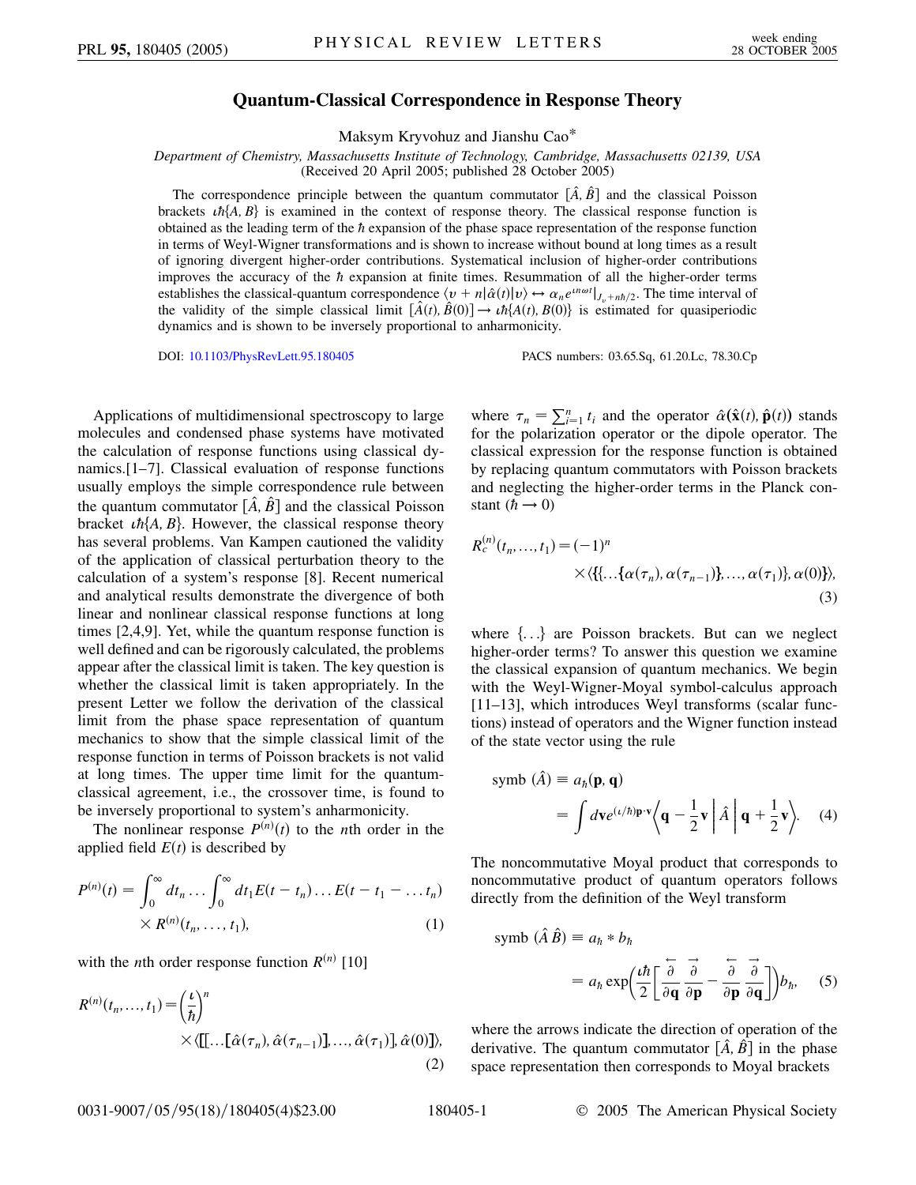# Quantum-Classical Correspondence in Response Theory

Maksym Kryvohuz and Jianshu Cao*

*Department of Chemistry, Massachusetts Institute of Technology, Cambridge, Massachusetts 02139, USA*
(Received 20 April 2005; published 28 October 2005)

The correspondence principle between the quantum commutator $[\hat{A}, \hat{B}]$ and the classical Poisson brackets $\iota\hbar\{A, B\}$ is examined in the context of response theory. The classical response function is obtained as the leading term of the $\hbar$ expansion of the phase space representation of the response function in terms of Weyl-Wigner transformations and is shown to increase without bound at long times as a result of ignoring divergent higher-order contributions. Systematical inclusion of higher-order contributions improves the accuracy of the $\hbar$ expansion at finite times. Resummation of all the higher-order terms establishes the classical-quantum correspondence $\langle v+n|\hat{\alpha}(t)|v\rangle \leftrightarrow \alpha_n e^{\iota n\omega t}|_{J_v+n\hbar/2}$. The time interval of the validity of the simple classical limit $[\hat{A}(t), \hat{B}(0)] \rightarrow \iota\hbar\{A(t), B(0)\}$ is estimated for quasiperiodic dynamics and is shown to be inversely proportional to anharmonicity.

DOI: 10.1103/PhysRevLett.95.180405 PACS numbers: 03.65.Sq, 61.20.Lc, 78.30.Cp

Applications of multidimensional spectroscopy to large molecules and condensed phase systems have motivated the calculation of response functions using classical dynamics.[1–7]. Classical evaluation of response functions usually employs the simple correspondence rule between the quantum commutator $[\hat{A}, \hat{B}]$ and the classical Poisson bracket $\iota\hbar\{A, B\}$. However, the classical response theory has several problems. Van Kampen cautioned the validity of the application of classical perturbation theory to the calculation of a system's response [8]. Recent numerical and analytical results demonstrate the divergence of both linear and nonlinear classical response functions at long times [2,4,9]. Yet, while the quantum response function is well defined and can be rigorously calculated, the problems appear after the classical limit is taken. The key question is whether the classical limit is taken appropriately. In the present Letter we follow the derivation of the classical limit from the phase space representation of quantum mechanics to show that the simple classical limit of the response function in terms of Poisson brackets is not valid at long times. The upper time limit for the quantum-classical agreement, i.e., the crossover time, is found to be inversely proportional to system's anharmonicity.

The nonlinear response $P^{(n)}(t)$ to the $n$th order in the applied field $E(t)$ is described by

$$P^{(n)}(t) = \int_0^\infty dt_n \ldots \int_0^\infty dt_1 E(t-t_n)\ldots E(t-t_1-\ldots t_n) \times R^{(n)}(t_n,\ldots,t_1), \tag{1}$$

with the $n$th order response function $R^{(n)}$ [10]

$$R^{(n)}(t_n,\ldots,t_1) = \left(\frac{\iota}{\hbar}\right)^n \times \langle[[\ldots[\hat{\alpha}(\tau_n), \hat{\alpha}(\tau_{n-1})], \ldots, \hat{\alpha}(\tau_1)], \hat{\alpha}(0)]\rangle, \tag{2}$$

where $\tau_n = \sum_{i=1}^n t_i$ and the operator $\hat{\alpha}(\hat{\mathbf{x}}(t), \hat{\mathbf{p}}(t))$ stands for the polarization operator or the dipole operator. The classical expression for the response function is obtained by replacing quantum commutators with Poisson brackets and neglecting the higher-order terms in the Planck constant ($\hbar \rightarrow 0$)

$$R_c^{(n)}(t_n,\ldots,t_1) = (-1)^n \times \langle\{\{\ldots\{\alpha(\tau_n), \alpha(\tau_{n-1})\}, \ldots, \alpha(\tau_1)\}, \alpha(0)\}\rangle, \tag{3}$$

where $\{\ldots\}$ are Poisson brackets. But can we neglect higher-order terms? To answer this question we examine the classical expansion of quantum mechanics. We begin with the Weyl-Wigner-Moyal symbol-calculus approach [11–13], which introduces Weyl transforms (scalar functions) instead of operators and the Wigner function instead of the state vector using the rule

$$\text{symb}(\hat{A}) \equiv a_\hbar(\mathbf{p}, \mathbf{q}) = \int d\mathbf{v} e^{(\iota/\hbar)\mathbf{p}\cdot\mathbf{v}} \left\langle \mathbf{q} - \frac{1}{2}\mathbf{v} \middle| \hat{A} \middle| \mathbf{q} + \frac{1}{2}\mathbf{v} \right\rangle. \tag{4}$$

The noncommutative Moyal product that corresponds to noncommutative product of quantum operators follows directly from the definition of the Weyl transform

$$\text{symb}(\hat{A}\hat{B}) \equiv a_\hbar * b_\hbar = a_\hbar \exp\left(\frac{\iota\hbar}{2}\left[\frac{\overleftarrow{\partial}}{\partial \mathbf{q}}\frac{\overrightarrow{\partial}}{\partial \mathbf{p}} - \frac{\overleftarrow{\partial}}{\partial \mathbf{p}}\frac{\overrightarrow{\partial}}{\partial \mathbf{q}}\right]\right) b_\hbar, \tag{5}$$

where the arrows indicate the direction of operation of the derivative. The quantum commutator $[\hat{A}, \hat{B}]$ in the phase space representation then corresponds to Moyal brackets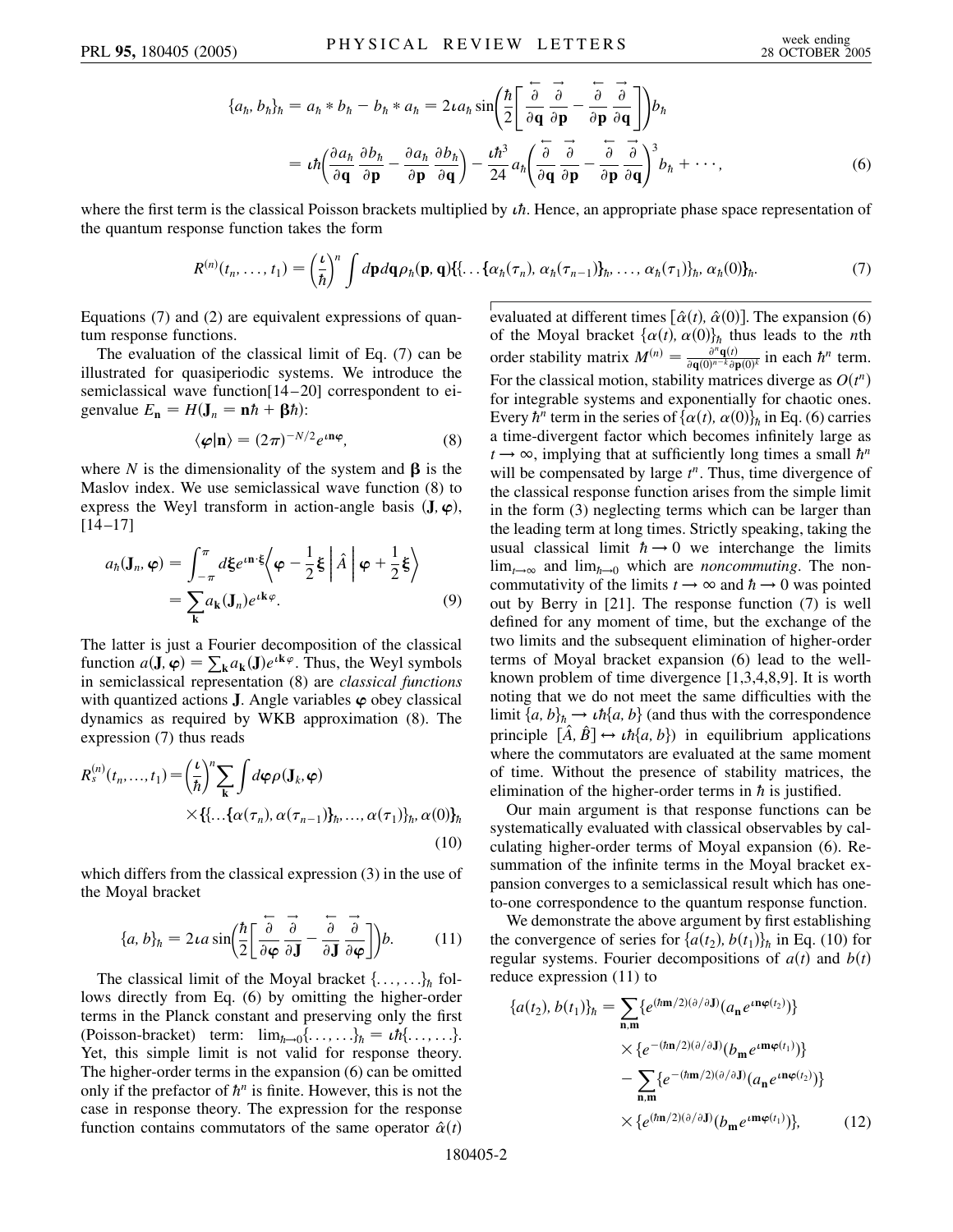$$\{a_\hbar, b_\hbar\}_\hbar = a_\hbar * b_\hbar - b_\hbar * a_\hbar = 2\iota a_\hbar \sin\left(\frac{\hbar}{2}\left[\frac{\overleftarrow{\partial}}{\partial \mathbf{q}}\frac{\overrightarrow{\partial}}{\partial \mathbf{p}} - \frac{\overleftarrow{\partial}}{\partial \mathbf{p}}\frac{\overrightarrow{\partial}}{\partial \mathbf{q}}\right]\right) b_\hbar$$
$$= \iota\hbar\left(\frac{\partial a_\hbar}{\partial \mathbf{q}}\frac{\partial b_\hbar}{\partial \mathbf{p}} - \frac{\partial a_\hbar}{\partial \mathbf{p}}\frac{\partial b_\hbar}{\partial \mathbf{q}}\right) - \frac{\iota\hbar^3}{24} a_\hbar\left(\frac{\overleftarrow{\partial}}{\partial \mathbf{q}}\frac{\overrightarrow{\partial}}{\partial \mathbf{p}} - \frac{\overleftarrow{\partial}}{\partial \mathbf{p}}\frac{\overrightarrow{\partial}}{\partial \mathbf{q}}\right)^3 b_\hbar + \cdots, \tag{6}$$

where the first term is the classical Poisson brackets multiplied by $\iota\hbar$. Hence, an appropriate phase space representation of the quantum response function takes the form

$$R^{(n)}(t_n, \ldots, t_1) = \left(\frac{\iota}{\hbar}\right)^n \int d\mathbf{p}d\mathbf{q}\rho_\hbar(\mathbf{p}, \mathbf{q})\{\{\ldots\{\alpha_\hbar(\tau_n), \alpha_\hbar(\tau_{n-1})\}_\hbar, \ldots, \alpha_\hbar(\tau_1)\}_\hbar, \alpha_\hbar(0)\}_\hbar. \tag{7}$$

Equations (7) and (2) are equivalent expressions of quantum response functions.

The evaluation of the classical limit of Eq. (7) can be illustrated for quasiperiodic systems. We introduce the semiclassical wave function[14–20] correspondent to eigenvalue $E_\mathbf{n} = H(\mathbf{J}_n = \mathbf{n}\hbar + \boldsymbol{\beta}\hbar)$:

$$\langle \boldsymbol{\varphi} | \mathbf{n} \rangle = (2\pi)^{-N/2} e^{\iota \mathbf{n}\boldsymbol{\varphi}}, \tag{8}$$

where $N$ is the dimensionality of the system and $\boldsymbol{\beta}$ is the Maslov index. We use semiclassical wave function (8) to express the Weyl transform in action-angle basis $(\mathbf{J}, \boldsymbol{\varphi})$, [14–17]

$$a_\hbar(\mathbf{J}_n, \boldsymbol{\varphi}) = \int_{-\pi}^{\pi} d\boldsymbol{\xi} e^{\iota \mathbf{n}\cdot\boldsymbol{\xi}} \left\langle \boldsymbol{\varphi} - \frac{1}{2}\boldsymbol{\xi} \,\middle|\, \hat{A} \,\middle|\, \boldsymbol{\varphi} + \frac{1}{2}\boldsymbol{\xi} \right\rangle = \sum_\mathbf{k} a_\mathbf{k}(\mathbf{J}_n) e^{\iota \mathbf{k}\varphi}. \tag{9}$$

The latter is just a Fourier decomposition of the classical function $a(\mathbf{J}, \boldsymbol{\varphi}) = \sum_\mathbf{k} a_\mathbf{k}(\mathbf{J}) e^{\iota\mathbf{k}\varphi}$. Thus, the Weyl symbols in semiclassical representation (8) are *classical functions* with quantized actions $\mathbf{J}$. Angle variables $\boldsymbol{\varphi}$ obey classical dynamics as required by WKB approximation (8). The expression (7) thus reads

$$R_s^{(n)}(t_n, \ldots, t_1) = \left(\frac{\iota}{\hbar}\right)^n \sum_\mathbf{k} \int d\boldsymbol{\varphi} \rho(\mathbf{J}_k, \boldsymbol{\varphi}) \times \{\{\ldots\{\alpha(\tau_n), \alpha(\tau_{n-1})\}_\hbar, \ldots, \alpha(\tau_1)\}_\hbar, \alpha(0)\}_\hbar \tag{10}$$

which differs from the classical expression (3) in the use of the Moyal bracket

$$\{a, b\}_\hbar = 2\iota a \sin\left(\frac{\hbar}{2}\left[\frac{\overleftarrow{\partial}}{\partial \boldsymbol{\varphi}}\frac{\overrightarrow{\partial}}{\partial \mathbf{J}} - \frac{\overleftarrow{\partial}}{\partial \mathbf{J}}\frac{\overrightarrow{\partial}}{\partial \boldsymbol{\varphi}}\right]\right) b. \tag{11}$$

The classical limit of the Moyal bracket $\{\ldots, \ldots\}_\hbar$ follows directly from Eq. (6) by omitting the higher-order terms in the Planck constant and preserving only the first (Poisson-bracket) term: $\lim_{\hbar\to 0}\{\ldots, \ldots\}_\hbar = \iota\hbar\{\ldots, \ldots\}$. Yet, this simple limit is not valid for response theory. The higher-order terms in the expansion (6) can be omitted only if the prefactor of $\hbar^n$ is finite. However, this is not the case in response theory. The expression for the response function contains commutators of the same operator $\hat{\alpha}(t)$ evaluated at different times $[\hat{\alpha}(t), \hat{\alpha}(0)]$. The expansion (6) of the Moyal bracket $\{\alpha(t), \alpha(0)\}_\hbar$ thus leads to the $n$th order stability matrix $M^{(n)} = \frac{\partial^n \mathbf{q}(t)}{\partial \mathbf{q}(0)^{n-k}\partial \mathbf{p}(0)^k}$ in each $\hbar^n$ term. For the classical motion, stability matrices diverge as $O(t^n)$ for integrable systems and exponentially for chaotic ones. Every $\hbar^n$ term in the series of $\{\alpha(t), \alpha(0)\}_\hbar$ in Eq. (6) carries a time-divergent factor which becomes infinitely large as $t \to \infty$, implying that at sufficiently long times a small $\hbar^n$ will be compensated by large $t^n$. Thus, time divergence of the classical response function arises from the simple limit in the form (3) neglecting terms which can be larger than the leading term at long times. Strictly speaking, taking the usual classical limit $\hbar \to 0$ we interchange the limits $\lim_{t\to\infty}$ and $\lim_{\hbar\to 0}$ which are *noncommuting*. The noncommutativity of the limits $t \to \infty$ and $\hbar \to 0$ was pointed out by Berry in [21]. The response function (7) is well defined for any moment of time, but the exchange of the two limits and the subsequent elimination of higher-order terms of Moyal bracket expansion (6) lead to the well-known problem of time divergence [1,3,4,8,9]. It is worth noting that we do not meet the same difficulties with the limit $\{a, b\}_\hbar \to \iota\hbar\{a, b\}$ (and thus with the correspondence principle $[\hat{A}, \hat{B}] \leftrightarrow \iota\hbar\{a, b\}$) in equilibrium applications where the commutators are evaluated at the same moment of time. Without the presence of stability matrices, the elimination of the higher-order terms in $\hbar$ is justified.

Our main argument is that response functions can be systematically evaluated with classical observables by calculating higher-order terms of Moyal expansion (6). Resummation of the infinite terms in the Moyal bracket expansion converges to a semiclassical result which has one-to-one correspondence to the quantum response function.

We demonstrate the above argument by first establishing the convergence of series for $\{a(t_2), b(t_1)\}_\hbar$ in Eq. (10) for regular systems. Fourier decompositions of $a(t)$ and $b(t)$ reduce expression (11) to

$$\{a(t_2), b(t_1)\}_\hbar = \sum_{\mathbf{n},\mathbf{m}} \{e^{(\hbar\mathbf{m}/2)(\partial/\partial\mathbf{J})}(a_\mathbf{n} e^{\iota\mathbf{n}\boldsymbol{\varphi}(t_2)})\} \times \{e^{-(\hbar\mathbf{n}/2)(\partial/\partial\mathbf{J})}(b_\mathbf{m} e^{\iota\mathbf{m}\boldsymbol{\varphi}(t_1)})\} - \sum_{\mathbf{n},\mathbf{m}} \{e^{-(\hbar\mathbf{m}/2)(\partial/\partial\mathbf{J})}(a_\mathbf{n} e^{\iota\mathbf{n}\boldsymbol{\varphi}(t_2)})\} \times \{e^{(\hbar\mathbf{n}/2)(\partial/\partial\mathbf{J})}(b_\mathbf{m} e^{\iota\mathbf{m}\boldsymbol{\varphi}(t_1)})\}, \tag{12}$$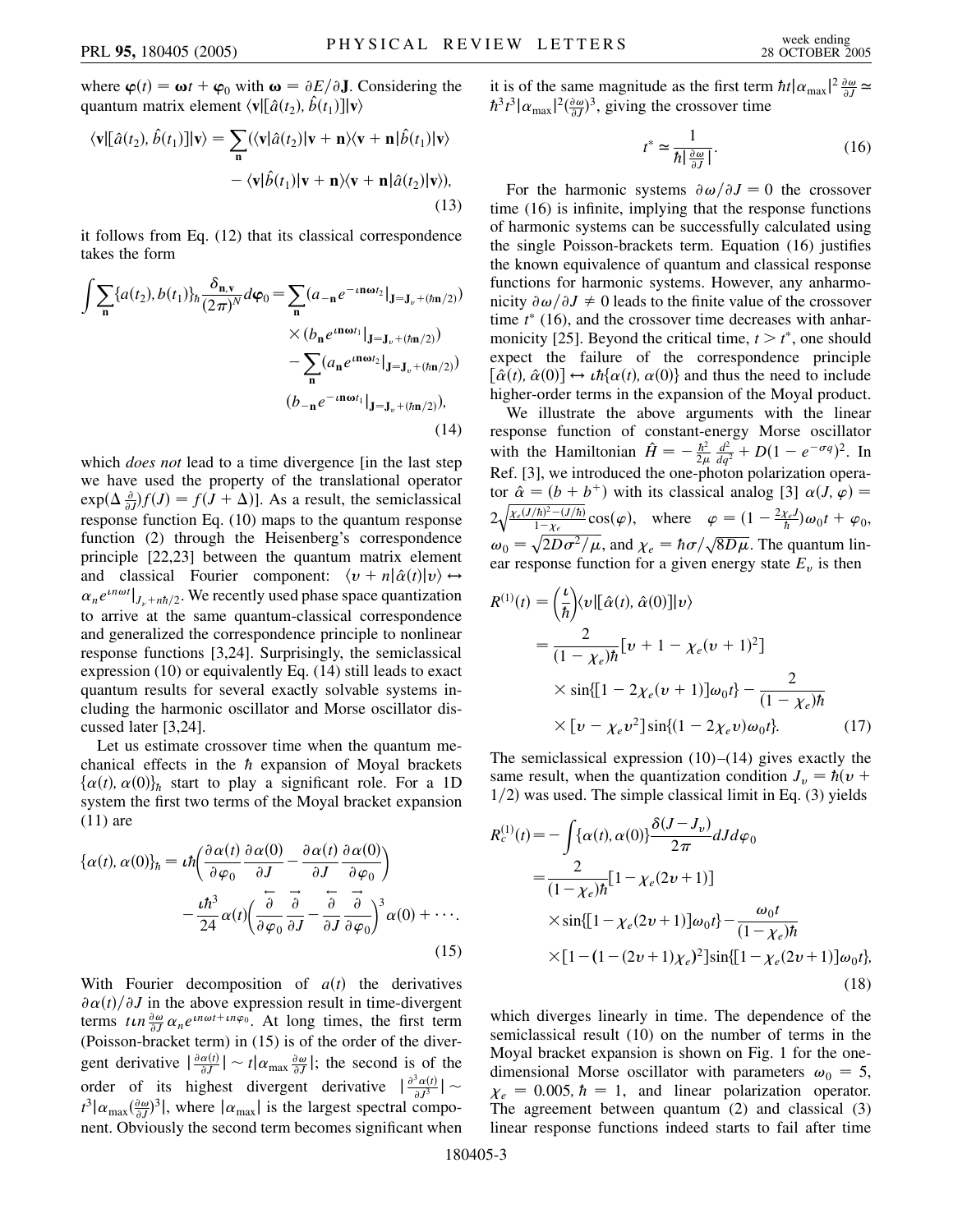where $\boldsymbol{\varphi}(t) = \boldsymbol{\omega} t + \boldsymbol{\varphi}_0$ with $\boldsymbol{\omega} = \partial E/\partial \mathbf{J}$. Considering the quantum matrix element $\langle \mathbf{v}|[\hat{a}(t_2), \hat{b}(t_1)]|\mathbf{v}\rangle$

$$\langle \mathbf{v}|[\hat{a}(t_2), \hat{b}(t_1)]|\mathbf{v}\rangle = \sum_{\mathbf{n}} (\langle \mathbf{v}|\hat{a}(t_2)|\mathbf{v}+\mathbf{n}\rangle\langle \mathbf{v}+\mathbf{n}|\hat{b}(t_1)|\mathbf{v}\rangle - \langle \mathbf{v}|\hat{b}(t_1)|\mathbf{v}+\mathbf{n}\rangle\langle \mathbf{v}+\mathbf{n}|\hat{a}(t_2)|\mathbf{v}\rangle), \tag{13}$$

it follows from Eq. (12) that its classical correspondence takes the form

$$\int \sum_{\mathbf{n}} \{a(t_2), b(t_1)\}_\hbar \frac{\delta_{\mathbf{n},\mathbf{v}}}{(2\pi)^N} d\boldsymbol{\varphi}_0 = \sum_{\mathbf{n}} (a_{-\mathbf{n}} e^{-\iota \mathbf{n}\boldsymbol{\omega} t_2}|_{\mathbf{J}=\mathbf{J}_v+(\hbar\mathbf{n}/2)}) \times (b_{\mathbf{n}} e^{\iota \mathbf{n}\boldsymbol{\omega} t_1}|_{\mathbf{J}=\mathbf{J}_v+(\hbar\mathbf{n}/2)}) - \sum_{\mathbf{n}} (a_{\mathbf{n}} e^{\iota \mathbf{n}\boldsymbol{\omega} t_2}|_{\mathbf{J}=\mathbf{J}_v+(\hbar\mathbf{n}/2)}) (b_{-\mathbf{n}} e^{-\iota \mathbf{n}\boldsymbol{\omega} t_1}|_{\mathbf{J}=\mathbf{J}_v+(\hbar\mathbf{n}/2)}), \tag{14}$$

which *does not* lead to a time divergence [in the last step we have used the property of the translational operator $\exp(\Delta \frac{\partial}{\partial J}) f(J) = f(J+\Delta)$]. As a result, the semiclassical response function Eq. (10) maps to the quantum response function (2) through the Heisenberg's correspondence principle [22,23] between the quantum matrix element and classical Fourier component: $\langle v+n|\hat{a}(t)|v\rangle \leftrightarrow \alpha_n e^{\iota n\omega t}|_{J_v+n\hbar/2}$. We recently used phase space quantization to arrive at the same quantum-classical correspondence and generalized the correspondence principle to nonlinear response functions [3,24]. Surprisingly, the semiclassical expression (10) or equivalently Eq. (14) still leads to exact quantum results for several exactly solvable systems including the harmonic oscillator and Morse oscillator discussed later [3,24].

Let us estimate crossover time when the quantum mechanical effects in the $\hbar$ expansion of Moyal brackets $\{\alpha(t), \alpha(0)\}_\hbar$ start to play a significant role. For a 1D system the first two terms of the Moyal bracket expansion (11) are

$$\{\alpha(t), \alpha(0)\}_\hbar = \iota\hbar\left(\frac{\partial \alpha(t)}{\partial \varphi_0}\frac{\partial \alpha(0)}{\partial J} - \frac{\partial \alpha(t)}{\partial J}\frac{\partial \alpha(0)}{\partial \varphi_0}\right) - \frac{\iota\hbar^3}{24}\alpha(t)\left(\frac{\overleftarrow{\partial}}{\partial \varphi_0}\frac{\overrightarrow{\partial}}{\partial J} - \frac{\overleftarrow{\partial}}{\partial J}\frac{\overrightarrow{\partial}}{\partial \varphi_0}\right)^3 \alpha(0) + \cdots. \tag{15}$$

With Fourier decomposition of $a(t)$ the derivatives $\partial \alpha(t)/\partial J$ in the above expression result in time-divergent terms $t\iota n \frac{\partial \omega}{\partial J}\alpha_n e^{\iota n\omega t + \iota n\varphi_0}$. At long times, the first term (Poisson-bracket term) in (15) is of the order of the divergent derivative $|\frac{\partial \alpha(t)}{\partial J}| \sim t|\alpha_{\max}\frac{\partial \omega}{\partial J}|$; the second is of the order of its highest divergent derivative $|\frac{\partial^3 \alpha(t)}{\partial J^3}| \sim t^3|\alpha_{\max}(\frac{\partial \omega}{\partial J})^3|$, where $|\alpha_{\max}|$ is the largest spectral component. Obviously the second term becomes significant when it is of the same magnitude as the first term $\hbar t|\alpha_{\max}|^2\frac{\partial \omega}{\partial J} \simeq \hbar^3 t^3 |\alpha_{\max}|^2(\frac{\partial \omega}{\partial J})^3$, giving the crossover time

$$t^* \simeq \frac{1}{\hbar|\frac{\partial \omega}{\partial J}|}. \tag{16}$$

For the harmonic systems $\partial\omega/\partial J = 0$ the crossover time (16) is infinite, implying that the response functions of harmonic systems can be successfully calculated using the single Poisson-brackets term. Equation (16) justifies the known equivalence of quantum and classical response functions for harmonic systems. However, any anharmonicity $\partial\omega/\partial J \neq 0$ leads to the finite value of the crossover time $t^*$ (16), and the crossover time decreases with anharmonicity [25]. Beyond the critical time, $t > t^*$, one should expect the failure of the correspondence principle $[\hat{\alpha}(t), \hat{\alpha}(0)] \leftrightarrow \iota\hbar\{\alpha(t), \alpha(0)\}$ and thus the need to include higher-order terms in the expansion of the Moyal product.

We illustrate the above arguments with the linear response function of constant-energy Morse oscillator with the Hamiltonian $\hat{H} = -\frac{\hbar^2}{2\mu}\frac{d^2}{dq^2} + D(1 - e^{-\sigma q})^2$. In Ref. [3], we introduced the one-photon polarization operator $\hat{\alpha} = (b + b^+)$ with its classical analog [3] $\alpha(J, \varphi) = 2\sqrt{\frac{\chi_e(J/\hbar)^2 - (J/\hbar)}{1-\chi_e}}\cos(\varphi)$, where $\varphi = (1 - \frac{2\chi_e J}{\hbar})\omega_0 t + \varphi_0$, $\omega_0 = \sqrt{2D\sigma^2/\mu}$, and $\chi_e = \hbar\sigma/\sqrt{8D\mu}$. The quantum linear response function for a given energy state $E_v$ is then

$$\begin{aligned} R^{(1)}(t) &= \left(\frac{\iota}{\hbar}\right)\langle v|[\hat{\alpha}(t), \hat{\alpha}(0)]|v\rangle \\ &= \frac{2}{(1-\chi_e)\hbar}[v + 1 - \chi_e(v+1)^2] \\ &\quad \times \sin\{[1 - 2\chi_e(v+1)]\omega_0 t\} - \frac{2}{(1-\chi_e)\hbar} \\ &\quad \times [v - \chi_e v^2]\sin\{(1 - 2\chi_e v)\omega_0 t\}. \end{aligned} \tag{17}$$

The semiclassical expression (10)–(14) gives exactly the same result, when the quantization condition $J_v = \hbar(v + 1/2)$ was used. The simple classical limit in Eq. (3) yields

$$\begin{aligned} R_c^{(1)}(t) &= -\int \{\alpha(t), \alpha(0)\}\frac{\delta(J - J_v)}{2\pi} dJ d\varphi_0 \\ &= \frac{2}{(1-\chi_e)\hbar}[1 - \chi_e(2v+1)] \\ &\quad \times \sin\{[1 - \chi_e(2v+1)]\omega_0 t\} - \frac{\omega_0 t}{(1-\chi_e)\hbar} \\ &\quad \times [1 - (1 - (2v+1)\chi_e)^2]\sin\{[1 - \chi_e(2v+1)]\omega_0 t\}, \end{aligned} \tag{18}$$

which diverges linearly in time. The dependence of the semiclassical result (10) on the number of terms in the Moyal bracket expansion is shown on Fig. 1 for the one-dimensional Morse oscillator with parameters $\omega_0 = 5$, $\chi_e = 0.005$, $\hbar = 1$, and linear polarization operator. The agreement between quantum (2) and classical (3) linear response functions indeed starts to fail after time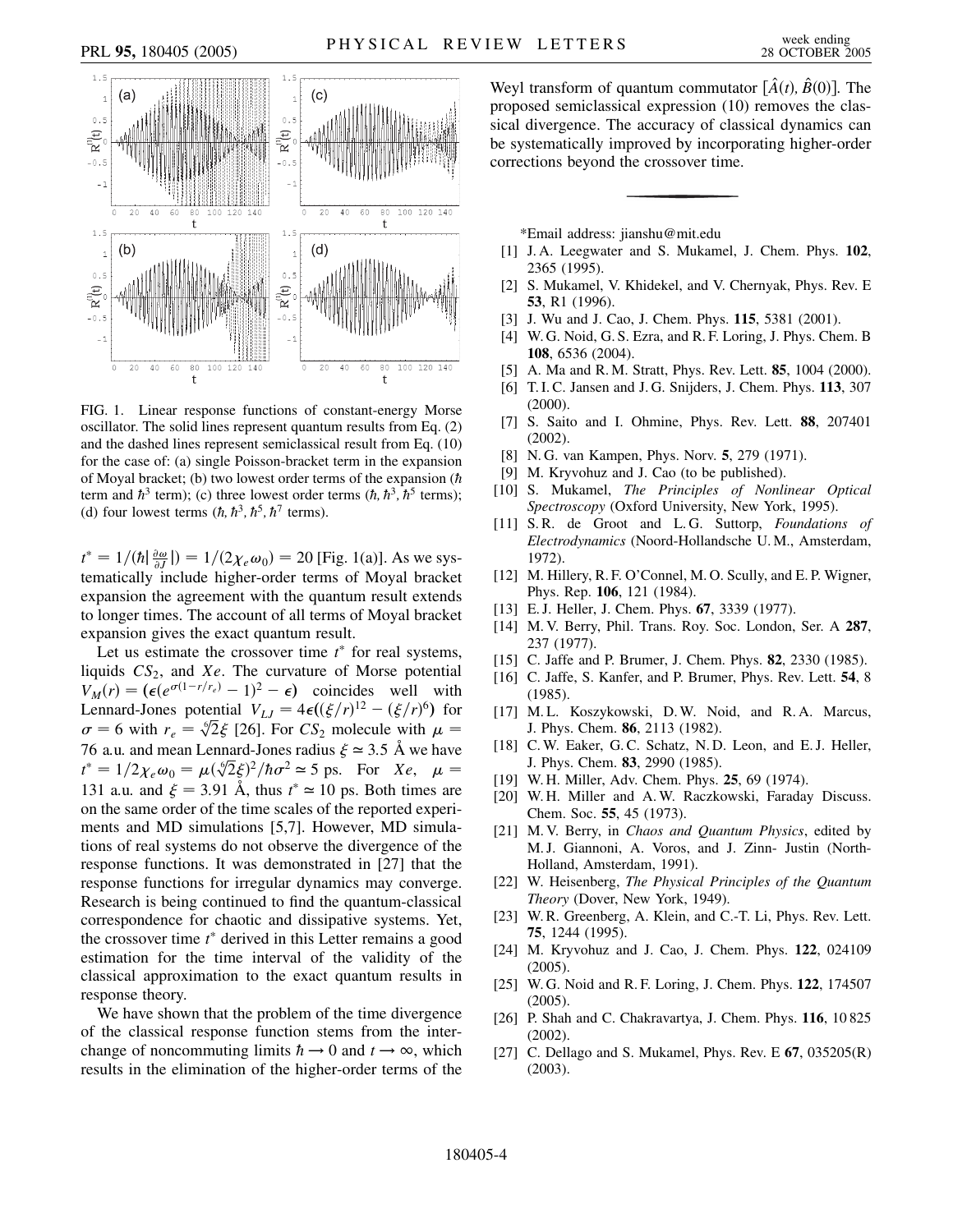1.5
(a)
1
0.5
$R^{(1)}(t)$
0
-0.5
-1
0 20 40 60 80 100 120 140
t

1.5
(c)
1
0.5
$R^{(1)}(t)$
0
-0.5
-1
0 20 40 60 80 100 120 140
t

1.5
(b)
1
0.5
$R^{(1)}(t)$
0
-0.5
-1
0 20 40 60 80 100 120 140
t

1.5
(d)
1
0.5
$R^{(1)}(t)$
0
-0.5
-1
0 20 40 60 80 100 120 140
t

FIG. 1. Linear response functions of constant-energy Morse oscillator. The solid lines represent quantum results from Eq. (2) and the dashed lines represent semiclassical result from Eq. (10) for the case of: (a) single Poisson-bracket term in the expansion of Moyal bracket; (b) two lowest order terms of the expansion ($\hbar$ term and $\hbar^3$ term); (c) three lowest order terms ($\hbar, \hbar^3, \hbar^5$ terms); (d) four lowest terms ($\hbar, \hbar^3, \hbar^5, \hbar^7$ terms).

$t^* = 1/(\hbar|\frac{\partial\omega}{\partial J}|) = 1/(2\chi_e\omega_0) = 20$ [Fig. 1(a)]. As we systematically include higher-order terms of Moyal bracket expansion the agreement with the quantum result extends to longer times. The account of all terms of Moyal bracket expansion gives the exact quantum result.

Let us estimate the crossover time $t^*$ for real systems, liquids $CS_2$, and $Xe$. The curvature of Morse potential $V_M(r) = (\epsilon(e^{\sigma(1-r/r_e)} - 1)^2 - \epsilon)$ coincides well with Lennard-Jones potential $V_{LJ} = 4\epsilon((\xi/r)^{12} - (\xi/r)^6)$ for $\sigma = 6$ with $r_e = \sqrt[6]{2}\xi$ [26]. For $CS_2$ molecule with $\mu =$ 76 a.u. and mean Lennard-Jones radius $\xi \simeq 3.5$ Å we have $t^* = 1/2\chi_e\omega_0 = \mu(\sqrt[6]{2}\xi)^2/\hbar\sigma^2 \simeq 5$ ps. For $Xe$, $\mu =$ 131 a.u. and $\xi = 3.91$ Å, thus $t^* \simeq 10$ ps. Both times are on the same order of the time scales of the reported experiments and MD simulations [5,7]. However, MD simulations of real systems do not observe the divergence of the response functions. It was demonstrated in [27] that the response functions for irregular dynamics may converge. Research is being continued to find the quantum-classical correspondence for chaotic and dissipative systems. Yet, the crossover time $t^*$ derived in this Letter remains a good estimation for the time interval of the validity of the classical approximation to the exact quantum results in response theory.

We have shown that the problem of the time divergence of the classical response function stems from the interchange of noncommuting limits $\hbar \to 0$ and $t \to \infty$, which results in the elimination of the higher-order terms of the Weyl transform of quantum commutator $[\hat{A}(t), \hat{B}(0)]$. The proposed semiclassical expression (10) removes the classical divergence. The accuracy of classical dynamics can be systematically improved by incorporating higher-order corrections beyond the crossover time.

*Email address: jianshu@mit.edu

[1] J. A. Leegwater and S. Mukamel, J. Chem. Phys. **102**, 2365 (1995).
[2] S. Mukamel, V. Khidekel, and V. Chernyak, Phys. Rev. E **53**, R1 (1996).
[3] J. Wu and J. Cao, J. Chem. Phys. **115**, 5381 (2001).
[4] W. G. Noid, G. S. Ezra, and R. F. Loring, J. Phys. Chem. B **108**, 6536 (2004).
[5] A. Ma and R. M. Stratt, Phys. Rev. Lett. **85**, 1004 (2000).
[6] T. I. C. Jansen and J. G. Snijders, J. Chem. Phys. **113**, 307 (2000).
[7] S. Saito and I. Ohmine, Phys. Rev. Lett. **88**, 207401 (2002).
[8] N. G. van Kampen, Phys. Norv. **5**, 279 (1971).
[9] M. Kryvohuz and J. Cao (to be published).
[10] S. Mukamel, *The Principles of Nonlinear Optical Spectroscopy* (Oxford University, New York, 1995).
[11] S. R. de Groot and L. G. Suttorp, *Foundations of Electrodynamics* (Noord-Hollandsche U. M., Amsterdam, 1972).
[12] M. Hillery, R. F. O'Connel, M. O. Scully, and E. P. Wigner, Phys. Rep. **106**, 121 (1984).
[13] E. J. Heller, J. Chem. Phys. **67**, 3339 (1977).
[14] M. V. Berry, Phil. Trans. Roy. Soc. London, Ser. A **287**, 237 (1977).
[15] C. Jaffe and P. Brumer, J. Chem. Phys. **82**, 2330 (1985).
[16] C. Jaffe, S. Kanfer, and P. Brumer, Phys. Rev. Lett. **54**, 8 (1985).
[17] M. L. Koszykowski, D. W. Noid, and R. A. Marcus, J. Phys. Chem. **86**, 2113 (1982).
[18] C. W. Eaker, G. C. Schatz, N. D. Leon, and E. J. Heller, J. Phys. Chem. **83**, 2990 (1985).
[19] W. H. Miller, Adv. Chem. Phys. **25**, 69 (1974).
[20] W. H. Miller and A. W. Raczkowski, Faraday Discuss. Chem. Soc. **55**, 45 (1973).
[21] M. V. Berry, in *Chaos and Quantum Physics*, edited by M. J. Giannoni, A. Voros, and J. Zinn- Justin (North-Holland, Amsterdam, 1991).
[22] W. Heisenberg, *The Physical Principles of the Quantum Theory* (Dover, New York, 1949).
[23] W. R. Greenberg, A. Klein, and C.-T. Li, Phys. Rev. Lett. **75**, 1244 (1995).
[24] M. Kryvohuz and J. Cao, J. Chem. Phys. **122**, 024109 (2005).
[25] W. G. Noid and R. F. Loring, J. Chem. Phys. **122**, 174507 (2005).
[26] P. Shah and C. Chakravartya, J. Chem. Phys. **116**, 10 825 (2002).
[27] C. Dellago and S. Mukamel, Phys. Rev. E **67**, 035205(R) (2003).